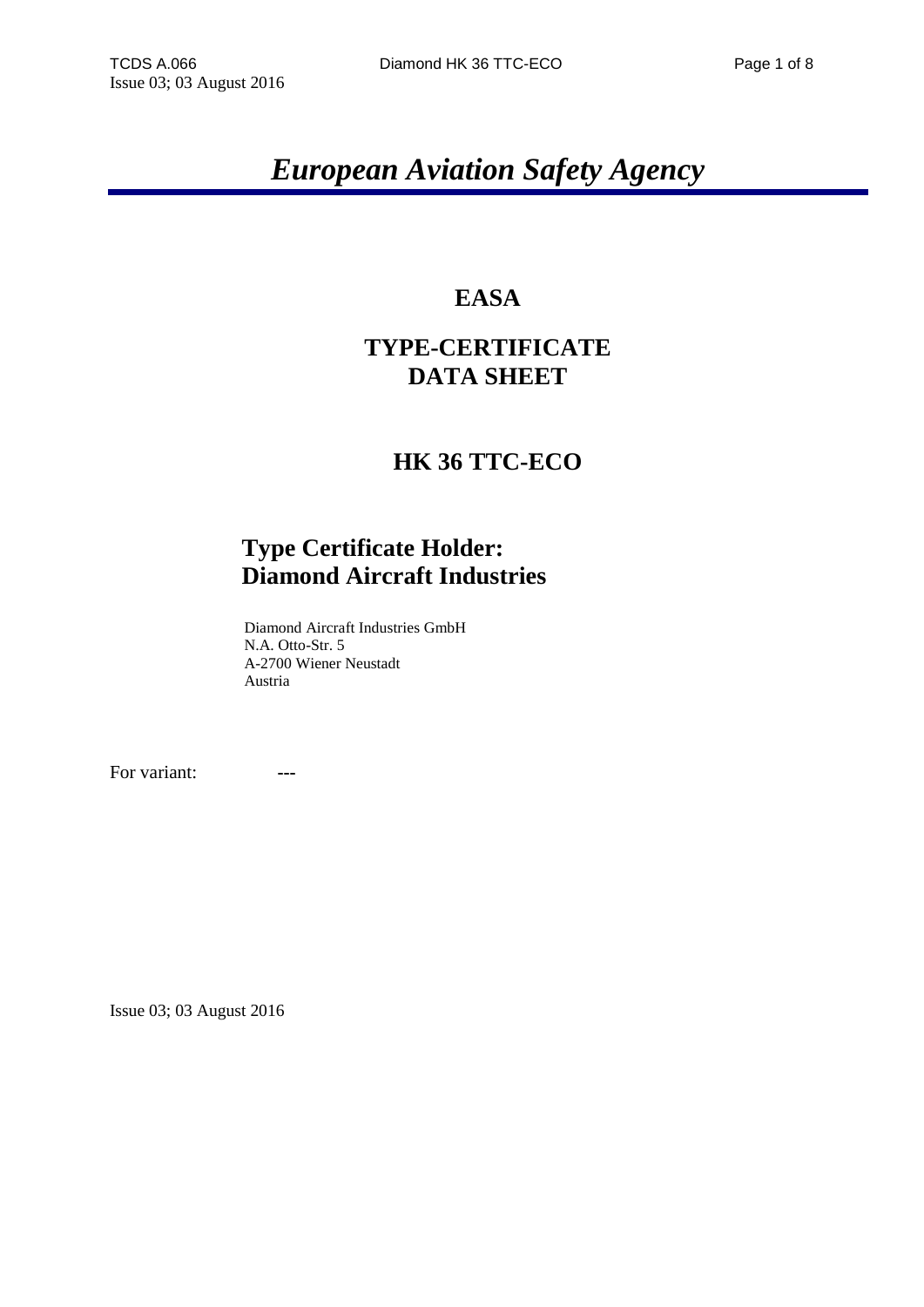# *European Aviation Safety Agency*

## EASA

## TYPE-CERTIFICATE DATA SHEET

## HK 36 TTC-ECO

### Type Certificate Holder: Diamond Aircraft Industries

Diamond Aircraft Industries GmbH
N.A. Otto-Str. 5
A-2700 Wiener Neustadt
Austria

For variant: ---

Issue 03; 03 August 2016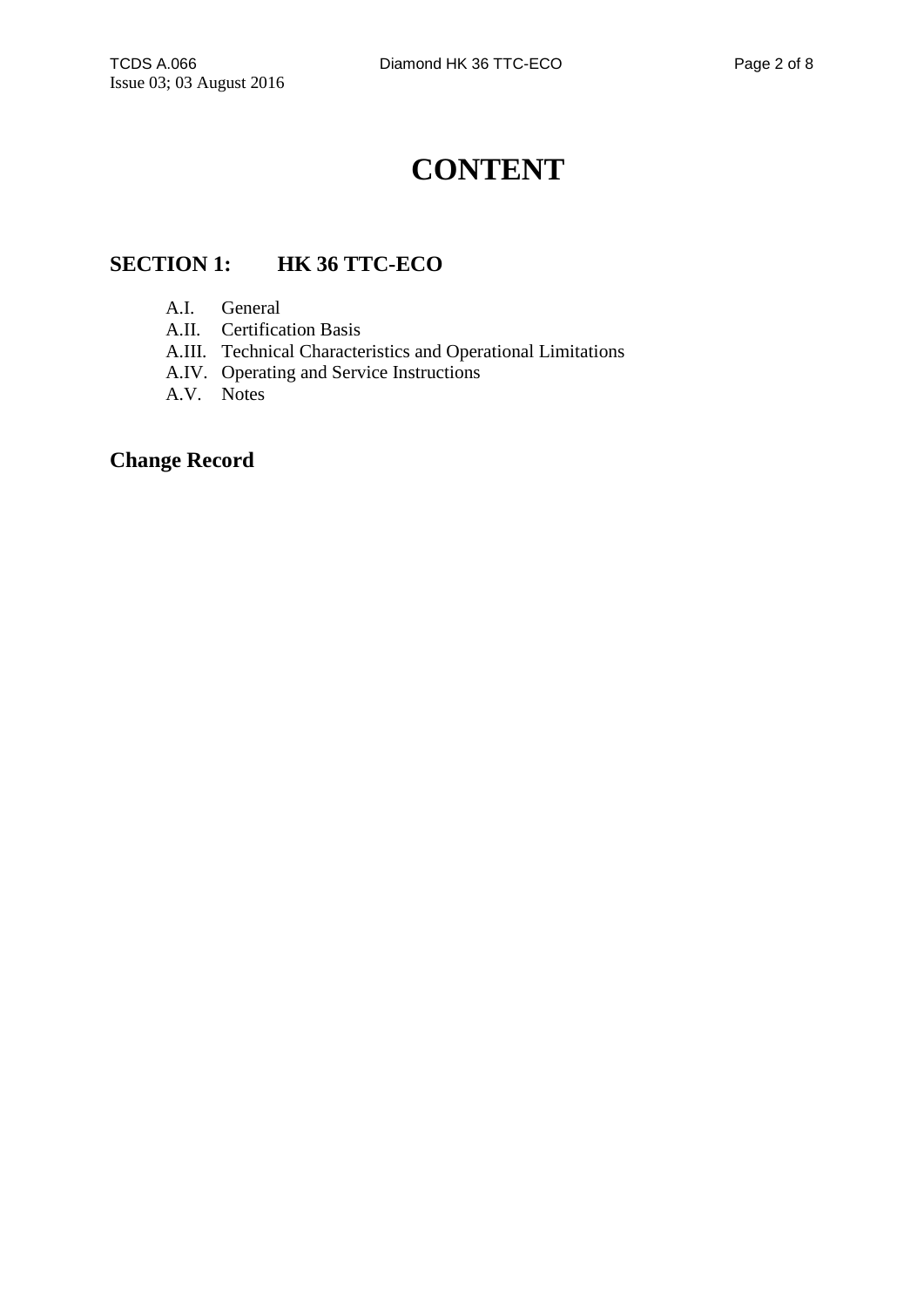# CONTENT

## SECTION 1: HK 36 TTC-ECO

- A.I. General
- A.II. Certification Basis
- A.III. Technical Characteristics and Operational Limitations
- A.IV. Operating and Service Instructions
- A.V. Notes

## Change Record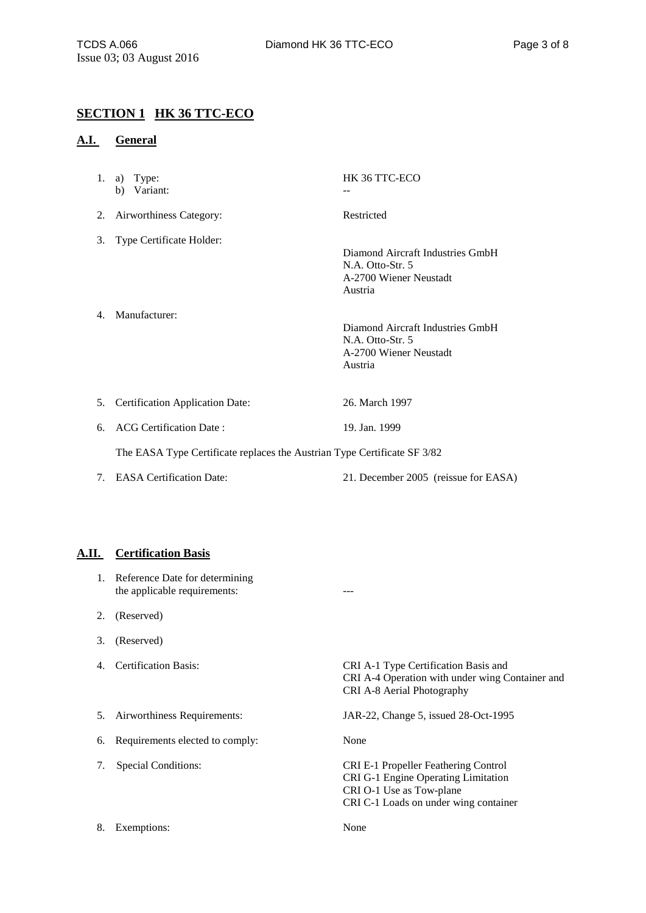## SECTION 1 HK 36 TTC-ECO

### A.I. General

| | | |
|---|---|---|
| 1. | a) Type:<br>b) Variant: | HK 36 TTC-ECO<br>-- |
| 2. | Airworthiness Category: | Restricted |
| 3. | Type Certificate Holder: | Diamond Aircraft Industries GmbH<br>N.A. Otto-Str. 5<br>A-2700 Wiener Neustadt<br>Austria |
| 4. | Manufacturer: | Diamond Aircraft Industries GmbH<br>N.A. Otto-Str. 5<br>A-2700 Wiener Neustadt<br>Austria |
| 5. | Certification Application Date: | 26. March 1997 |
| 6. | ACG Certification Date : | 19. Jan. 1999 |

The EASA Type Certificate replaces the Austrian Type Certificate SF 3/82

| | | |
|---|---|---|
| 7. | EASA Certification Date: | 21. December 2005 (reissue for EASA) |

### A.II. Certification Basis

| | | |
|---|---|---|
| 1. | Reference Date for determining the applicable requirements: | --- |
| 2. | (Reserved) | |
| 3. | (Reserved) | |
| 4. | Certification Basis: | CRI A-1 Type Certification Basis and<br>CRI A-4 Operation with under wing Container and<br>CRI A-8 Aerial Photography |
| 5. | Airworthiness Requirements: | JAR-22, Change 5, issued 28-Oct-1995 |
| 6. | Requirements elected to comply: | None |
| 7. | Special Conditions: | CRI E-1 Propeller Feathering Control<br>CRI G-1 Engine Operating Limitation<br>CRI O-1 Use as Tow-plane<br>CRI C-1 Loads on under wing container |
| 8. | Exemptions: | None |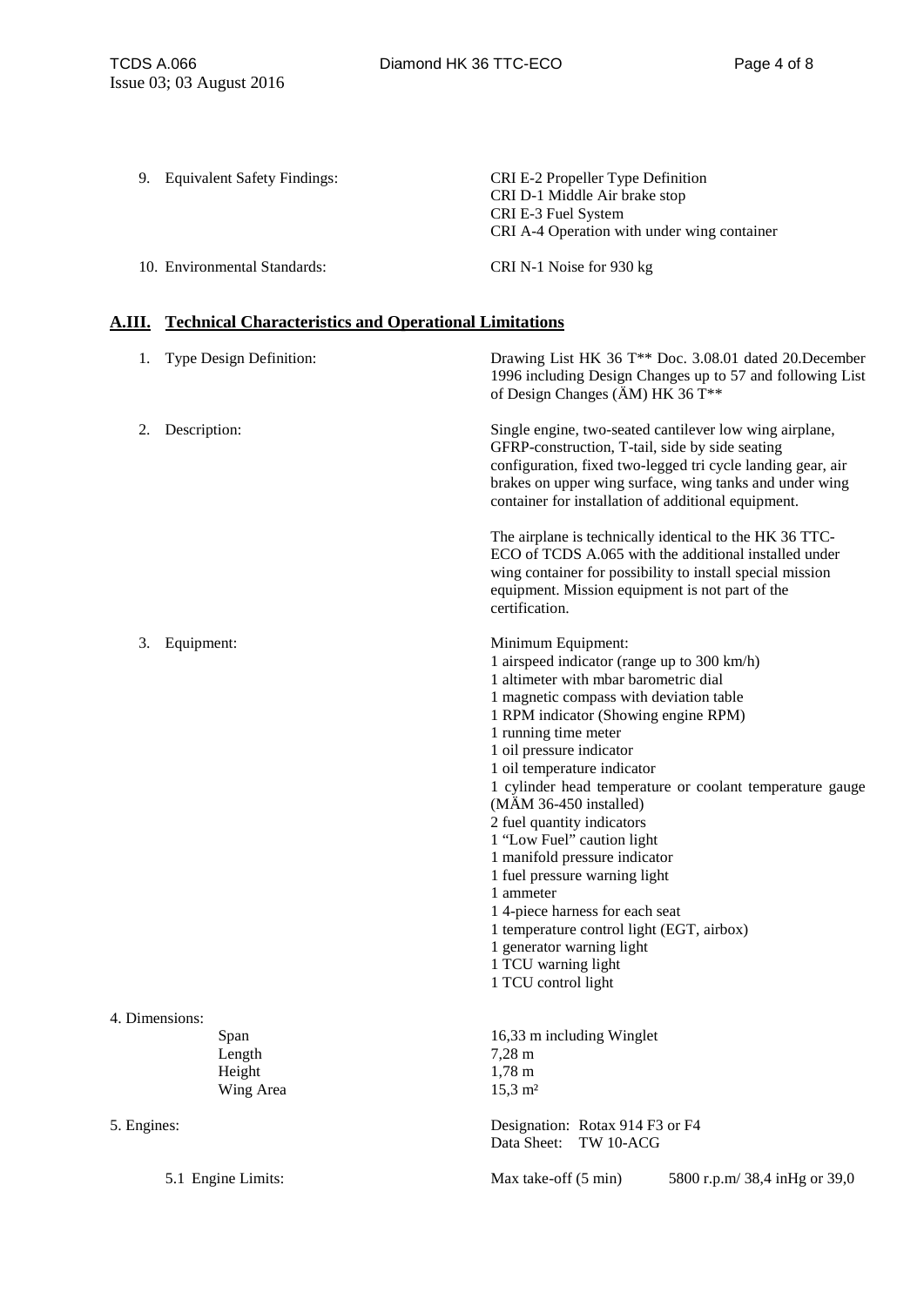9. Equivalent Safety Findings: CRI E-2 Propeller Type Definition
CRI D-1 Middle Air brake stop
CRI E-3 Fuel System
CRI A-4 Operation with under wing container

10. Environmental Standards: CRI N-1 Noise for 930 kg

## A.III. Technical Characteristics and Operational Limitations

1. Type Design Definition: Drawing List HK 36 T** Doc. 3.08.01 dated 20.December 1996 including Design Changes up to 57 and following List of Design Changes (ÄM) HK 36 T**

2. Description: Single engine, two-seated cantilever low wing airplane, GFRP-construction, T-tail, side by side seating configuration, fixed two-legged tri cycle landing gear, air brakes on upper wing surface, wing tanks and under wing container for installation of additional equipment.

   The airplane is technically identical to the HK 36 TTC-ECO of TCDS A.065 with the additional installed under wing container for possibility to install special mission equipment. Mission equipment is not part of the certification.

3. Equipment: Minimum Equipment:
   - 1 airspeed indicator (range up to 300 km/h)
   - 1 altimeter with mbar barometric dial
   - 1 magnetic compass with deviation table
   - 1 RPM indicator (Showing engine RPM)
   - 1 running time meter
   - 1 oil pressure indicator
   - 1 oil temperature indicator
   - 1 cylinder head temperature or coolant temperature gauge (MÄM 36-450 installed)
   - 2 fuel quantity indicators
   - 1 "Low Fuel" caution light
   - 1 manifold pressure indicator
   - 1 fuel pressure warning light
   - 1 ammeter
   - 1 4-piece harness for each seat
   - 1 temperature control light (EGT, airbox)
   - 1 generator warning light
   - 1 TCU warning light
   - 1 TCU control light

4. Dimensions:

| | |
|---|---|
| Span | 16,33 m including Winglet |
| Length | 7,28 m |
| Height | 1,78 m |
| Wing Area | 15,3 m² |

5. Engines: Designation: Rotax 914 F3 or F4
Data Sheet: TW 10-ACG

5.1 Engine Limits: Max take-off (5 min) 5800 r.p.m/ 38,4 inHg or 39,0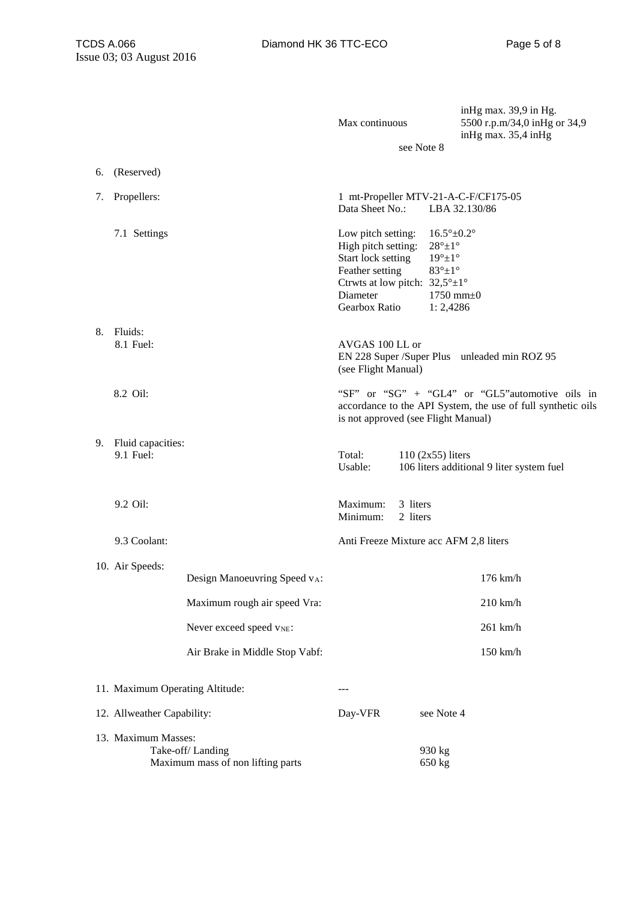| | | |
|---|---|---|
| | | inHg max. 39,9 in Hg. |
| | Max continuous | 5500 r.p.m/34,0 inHg or 34,9 inHg max. 35,4 inHg |
| | see Note 8 | |

6. (Reserved)

7. Propellers: 1 mt-Propeller MTV-21-A-C-F/CF175-05
   Data Sheet No.: LBA 32.130/86

   7.1 Settings

| | |
|---|---|
| Low pitch setting: | 16.5°±0.2° |
| High pitch setting: | 28°±1° |
| Start lock setting | 19°±1° |
| Feather setting | 83°±1° |
| Ctrwts at low pitch: | 32,5°±1° |
| Diameter | 1750 mm±0 |
| Gearbox Ratio | 1: 2,4286 |

8. Fluids:

   8.1 Fuel: AVGAS 100 LL or
   EN 228 Super /Super Plus unleaded min ROZ 95
   (see Flight Manual)

   8.2 Oil: "SF" or "SG" + "GL4" or "GL5"automotive oils in accordance to the API System, the use of full synthetic oils is not approved (see Flight Manual)

9. Fluid capacities:

   9.1 Fuel:

| | |
|---|---|
| Total: | 110 (2x55) liters |
| Usable: | 106 liters additional 9 liter system fuel |

   9.2 Oil:

| | |
|---|---|
| Maximum: | 3 liters |
| Minimum: | 2 liters |

   9.3 Coolant: Anti Freeze Mixture acc AFM 2,8 liters

10. Air Speeds:

| | |
|---|---|
| Design Manoeuvring Speed $v_A$: | 176 km/h |
| Maximum rough air speed Vra: | 210 km/h |
| Never exceed speed $v_{NE}$: | 261 km/h |
| Air Brake in Middle Stop Vabf: | 150 km/h |

11. Maximum Operating Altitude: ---

12. Allweather Capability: Day-VFR see Note 4

13. Maximum Masses:

| | |
|---|---|
| Take-off/ Landing | 930 kg |
| Maximum mass of non lifting parts | 650 kg |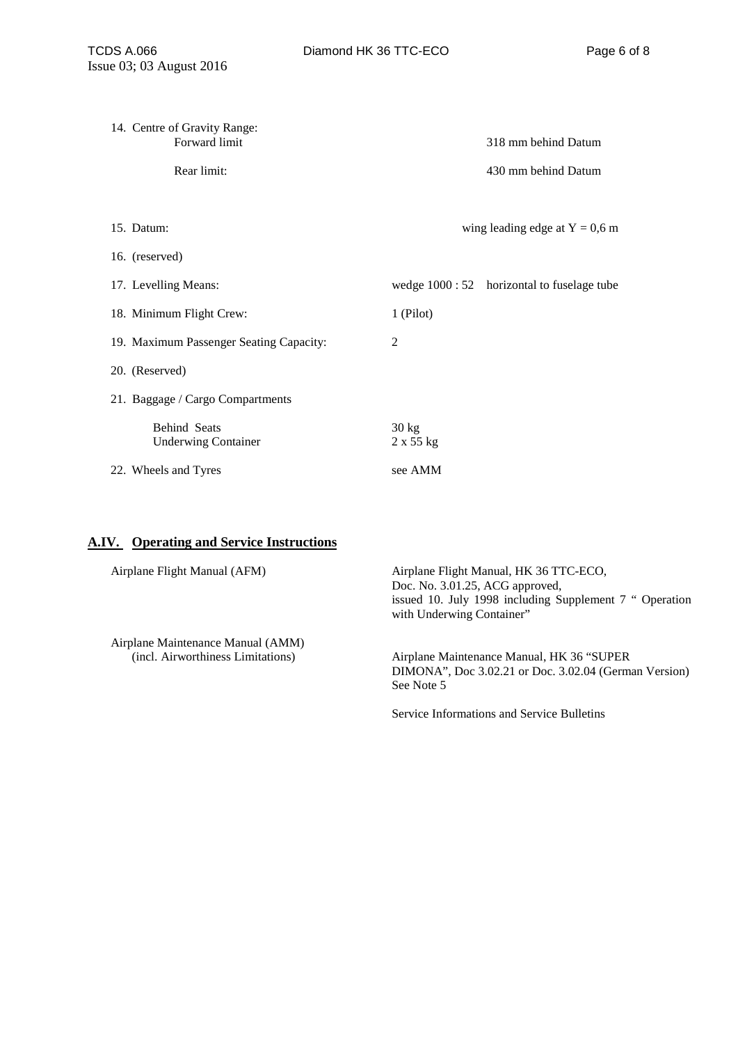14. Centre of Gravity Range:

| | |
|---|---|
| Forward limit | 318 mm behind Datum |
| Rear limit: | 430 mm behind Datum |

15. Datum: wing leading edge at Y = 0,6 m

16. (reserved)

17. Levelling Means: wedge 1000 : 52 horizontal to fuselage tube

18. Minimum Flight Crew: 1 (Pilot)

19. Maximum Passenger Seating Capacity: 2

20. (Reserved)

21. Baggage / Cargo Compartments

| | |
|---|---|
| Behind Seats | 30 kg |
| Underwing Container | 2 x 55 kg |

22. Wheels and Tyres see AMM

## A.IV. Operating and Service Instructions

| | |
|---|---|
| Airplane Flight Manual (AFM) | Airplane Flight Manual, HK 36 TTC-ECO, Doc. No. 3.01.25, ACG approved, issued 10. July 1998 including Supplement 7 " Operation with Underwing Container" |
| Airplane Maintenance Manual (AMM) (incl. Airworthiness Limitations) | Airplane Maintenance Manual, HK 36 "SUPER DIMONA", Doc 3.02.21 or Doc. 3.02.04 (German Version) See Note 5 |
| | Service Informations and Service Bulletins |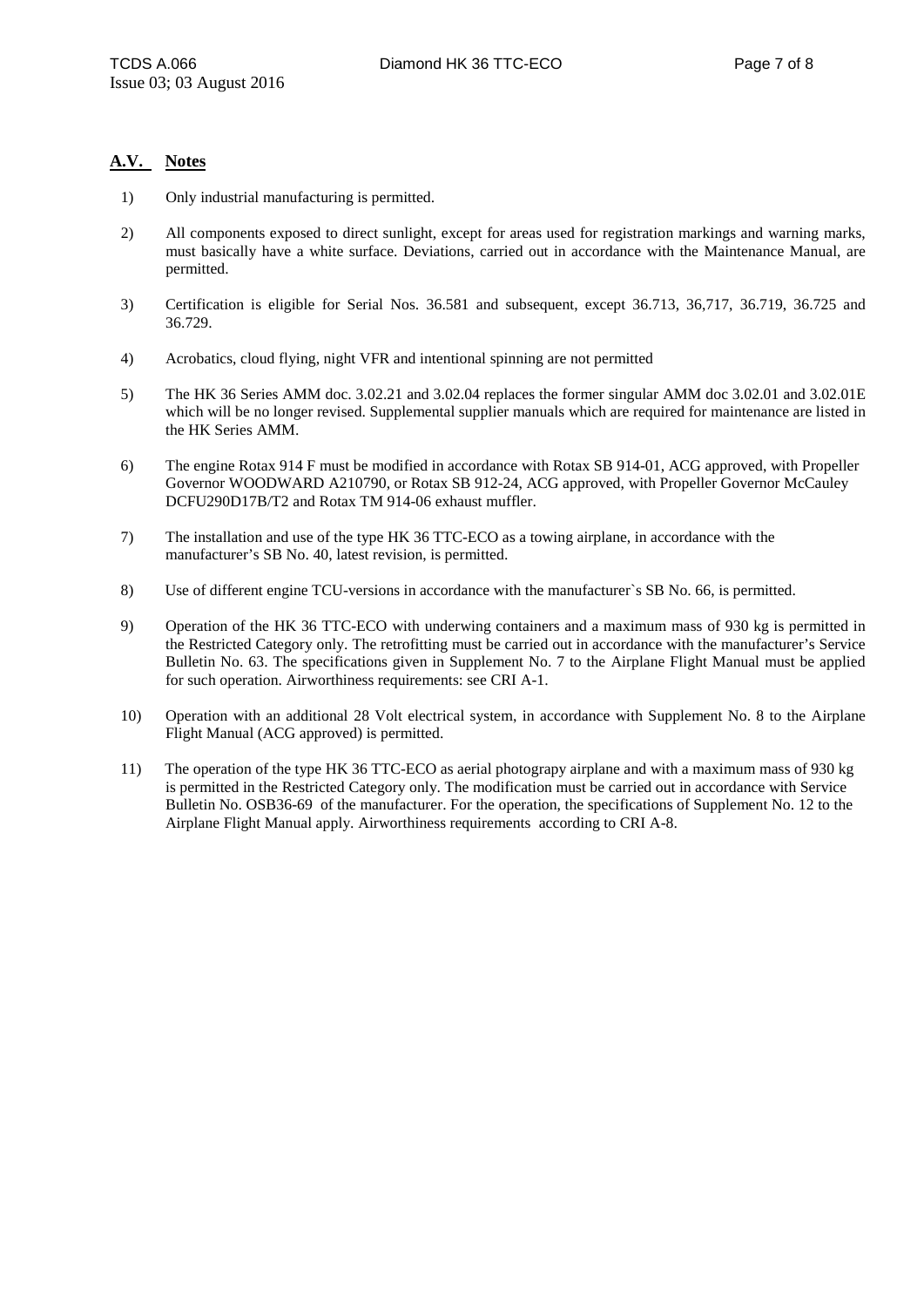## A.V. Notes

1) Only industrial manufacturing is permitted.

2) All components exposed to direct sunlight, except for areas used for registration markings and warning marks, must basically have a white surface. Deviations, carried out in accordance with the Maintenance Manual, are permitted.

3) Certification is eligible for Serial Nos. 36.581 and subsequent, except 36.713, 36,717, 36.719, 36.725 and 36.729.

4) Acrobatics, cloud flying, night VFR and intentional spinning are not permitted

5) The HK 36 Series AMM doc. 3.02.21 and 3.02.04 replaces the former singular AMM doc 3.02.01 and 3.02.01E which will be no longer revised. Supplemental supplier manuals which are required for maintenance are listed in the HK Series AMM.

6) The engine Rotax 914 F must be modified in accordance with Rotax SB 914-01, ACG approved, with Propeller Governor WOODWARD A210790, or Rotax SB 912-24, ACG approved, with Propeller Governor McCauley DCFU290D17B/T2 and Rotax TM 914-06 exhaust muffler.

7) The installation and use of the type HK 36 TTC-ECO as a towing airplane, in accordance with the manufacturer's SB No. 40, latest revision, is permitted.

8) Use of different engine TCU-versions in accordance with the manufacturer`s SB No. 66, is permitted.

9) Operation of the HK 36 TTC-ECO with underwing containers and a maximum mass of 930 kg is permitted in the Restricted Category only. The retrofitting must be carried out in accordance with the manufacturer's Service Bulletin No. 63. The specifications given in Supplement No. 7 to the Airplane Flight Manual must be applied for such operation. Airworthiness requirements: see CRI A-1.

10) Operation with an additional 28 Volt electrical system, in accordance with Supplement No. 8 to the Airplane Flight Manual (ACG approved) is permitted.

11) The operation of the type HK 36 TTC-ECO as aerial photograpy airplane and with a maximum mass of 930 kg is permitted in the Restricted Category only. The modification must be carried out in accordance with Service Bulletin No. OSB36-69 of the manufacturer. For the operation, the specifications of Supplement No. 12 to the Airplane Flight Manual apply. Airworthiness requirements according to CRI A-8.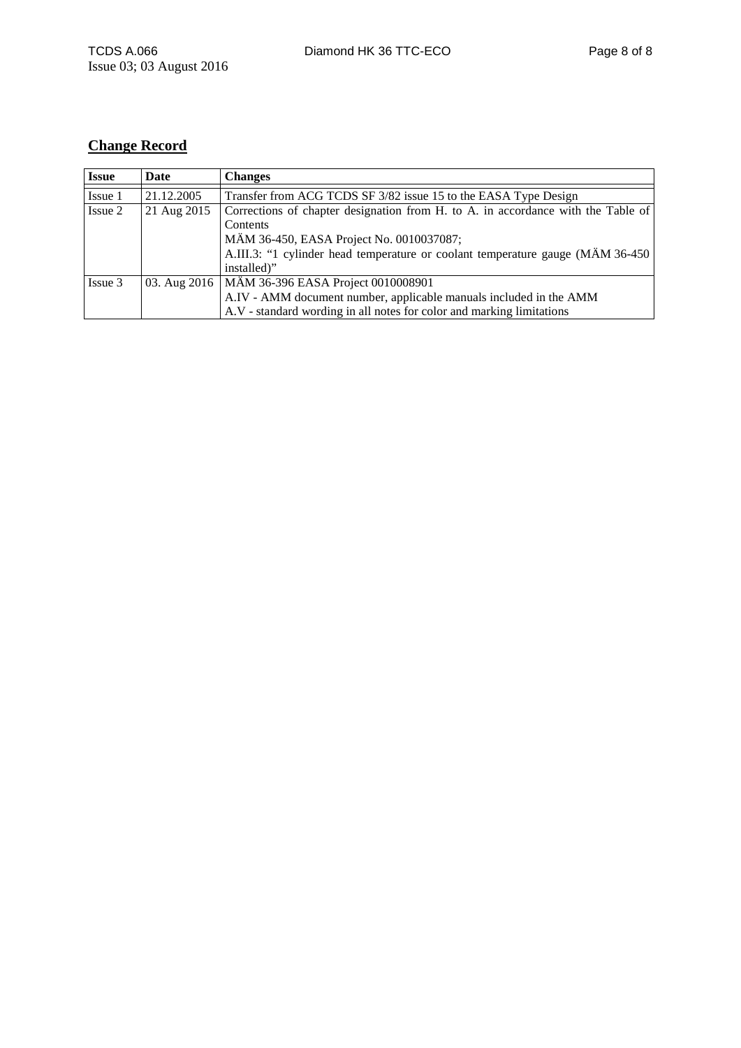## Change Record

| Issue | Date | Changes |
|---|---|---|
| Issue 1 | 21.12.2005 | Transfer from ACG TCDS SF 3/82 issue 15 to the EASA Type Design |
| Issue 2 | 21 Aug 2015 | Corrections of chapter designation from H. to A. in accordance with the Table of Contents<br>MÄM 36-450, EASA Project No. 0010037087;<br>A.III.3: "1 cylinder head temperature or coolant temperature gauge (MÄM 36-450 installed)" |
| Issue 3 | 03. Aug 2016 | MÄM 36-396 EASA Project 0010008901<br>A.IV - AMM document number, applicable manuals included in the AMM<br>A.V - standard wording in all notes for color and marking limitations |